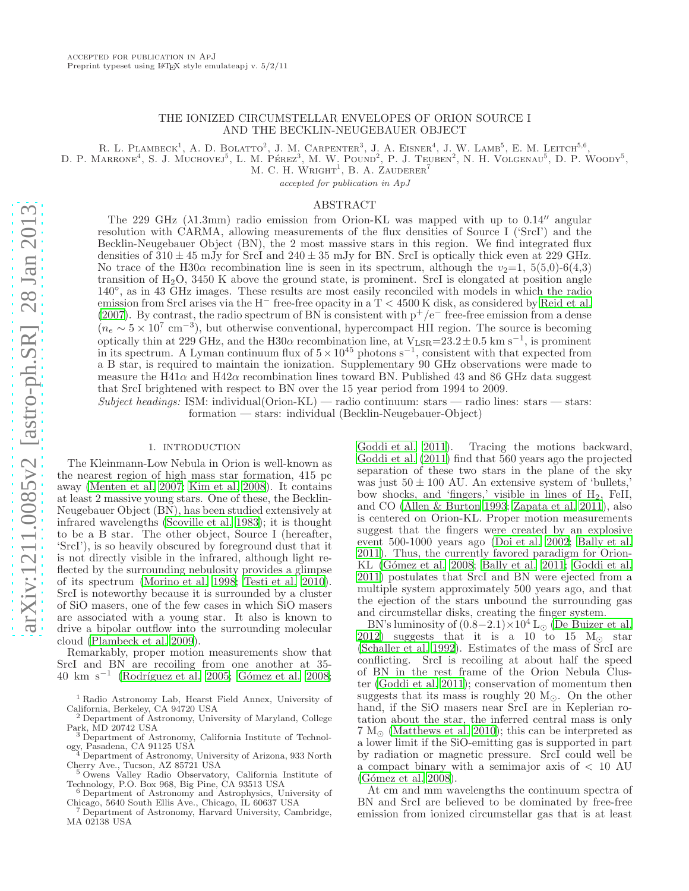accepted for publication in ApJ
Preprint typeset using LATEX style emulateapj v. 5/2/11

# THE IONIZED CIRCUMSTELLAR ENVELOPES OF ORION SOURCE I AND THE BECKLIN-NEUGEBAUER OBJECT

R. L. Plambeck[1], A. D. Bolatto[2], J. M. Carpenter[3], J. A. Eisner[4], J. W. Lamb[5], E. M. Leitch[5,6], D. P. Marrone[4], S. J. Muchovej[5], L. M. Pérez[3], M. W. Pound[2], P. J. Teuben[2], N. H. Volgenau[5], D. P. Woody[5], M. C. H. Wright[1], B. A. Zauderer[7]

*accepted for publication in ApJ*

## ABSTRACT

The 229 GHz ($\lambda$1.3mm) radio emission from Orion-KL was mapped with up to 0.14″ angular resolution with CARMA, allowing measurements of the flux densities of Source I ('SrcI') and the Becklin-Neugebauer Object (BN), the 2 most massive stars in this region. We find integrated flux densities of $310 \pm 45$ mJy for SrcI and $240 \pm 35$ mJy for BN. SrcI is optically thick even at 229 GHz. No trace of the H30$\alpha$ recombination line is seen in its spectrum, although the $v_2$=1, 5(5,0)-6(4,3) transition of $H_2O$, 3450 K above the ground state, is prominent. SrcI is elongated at position angle 140°, as in 43 GHz images. These results are most easily reconciled with models in which the radio emission from SrcI arises via the $H^-$ free-free opacity in a T < 4500 K disk, as considered by Reid et al. (2007). By contrast, the radio spectrum of BN is consistent with $p^+/e^-$ free-free emission from a dense ($n_e \sim 5 \times 10^7$ cm$^{-3}$), but otherwise conventional, hypercompact HII region. The source is becoming optically thin at 229 GHz, and the H30$\alpha$ recombination line, at $V_{LSR}$=23.2±0.5 km s$^{-1}$, is prominent in its spectrum. A Lyman continuum flux of $5 \times 10^{45}$ photons s$^{-1}$, consistent with that expected from a B star, is required to maintain the ionization. Supplementary 90 GHz observations were made to measure the H41$\alpha$ and H42$\alpha$ recombination lines toward BN. Published 43 and 86 GHz data suggest that SrcI brightened with respect to BN over the 15 year period from 1994 to 2009.

*Subject headings:* ISM: individual(Orion-KL) — radio continuum: stars — radio lines: stars — stars: formation — stars: individual (Becklin-Neugebauer-Object)

## 1. INTRODUCTION

The Kleinmann-Low Nebula in Orion is well-known as the nearest region of high mass star formation, 415 pc away (Menten et al. 2007; Kim et al. 2008). It contains at least 2 massive young stars. One of these, the Becklin-Neugebauer Object (BN), has been studied extensively at infrared wavelengths (Scoville et al. 1983); it is thought to be a B star. The other object, Source I (hereafter, 'SrcI'), is so heavily obscured by foreground dust that it is not directly visible in the infrared, although light reflected by the surrounding nebulosity provides a glimpse of its spectrum (Morino et al. 1998; Testi et al. 2010). SrcI is noteworthy because it is surrounded by a cluster of SiO masers, one of the few cases in which SiO masers are associated with a young star. It also is known to drive a bipolar outflow into the surrounding molecular cloud (Plambeck et al. 2009).

Remarkably, proper motion measurements show that SrcI and BN are recoiling from one another at 35-40 km s$^{-1}$ (Rodríguez et al. 2005; Gómez et al. 2008; Goddi et al. 2011). Tracing the motions backward, Goddi et al. (2011) find that 560 years ago the projected separation of these two stars in the plane of the sky was just $50 \pm 100$ AU. An extensive system of 'bullets,' bow shocks, and 'fingers,' visible in lines of $H_2$, FeII, and CO (Allen & Burton 1993; Zapata et al. 2011), also is centered on Orion-KL. Proper motion measurements suggest that the fingers were created by an explosive event 500-1000 years ago (Doi et al. 2002; Bally et al. 2011). Thus, the currently favored paradigm for Orion-KL (Gómez et al. 2008; Bally et al. 2011; Goddi et al. 2011) postulates that SrcI and BN were ejected from a multiple system approximately 500 years ago, and that the ejection of the stars unbound the surrounding gas and circumstellar disks, creating the finger system.

BN's luminosity of $(0.8-2.1) \times 10^4$ L$_\odot$ (De Buizer et al. 2012) suggests that it is a 10 to 15 M$_\odot$ star (Schaller et al. 1992). Estimates of the mass of SrcI are conflicting. SrcI is recoiling at about half the speed of BN in the rest frame of the Orion Nebula Cluster (Goddi et al. 2011); conservation of momentum then suggests that its mass is roughly 20 M$_\odot$. On the other hand, if the SiO masers near SrcI are in Keplerian rotation about the star, the inferred central mass is only 7 M$_\odot$ (Matthews et al. 2010); this can be interpreted as a lower limit if the SiO-emitting gas is supported in part by radiation or magnetic pressure. SrcI could well be a compact binary with a semimajor axis of < 10 AU (Gómez et al. 2008).

At cm and mm wavelengths the continuum spectra of BN and SrcI are believed to be dominated by free-free emission from ionized circumstellar gas that is at least

[1] Radio Astronomy Lab, Hearst Field Annex, University of California, Berkeley, CA 94720 USA
[2] Department of Astronomy, University of Maryland, College Park, MD 20742 USA
[3] Department of Astronomy, California Institute of Technology, Pasadena, CA 91125 USA
[4] Department of Astronomy, University of Arizona, 933 North Cherry Ave., Tucson, AZ 85721 USA
[5] Owens Valley Radio Observatory, California Institute of Technology, P.O. Box 968, Big Pine, CA 93513 USA
[6] Department of Astronomy and Astrophysics, University of Chicago, 5640 South Ellis Ave., Chicago, IL 60637 USA
[7] Department of Astronomy, Harvard University, Cambridge, MA 02138 USA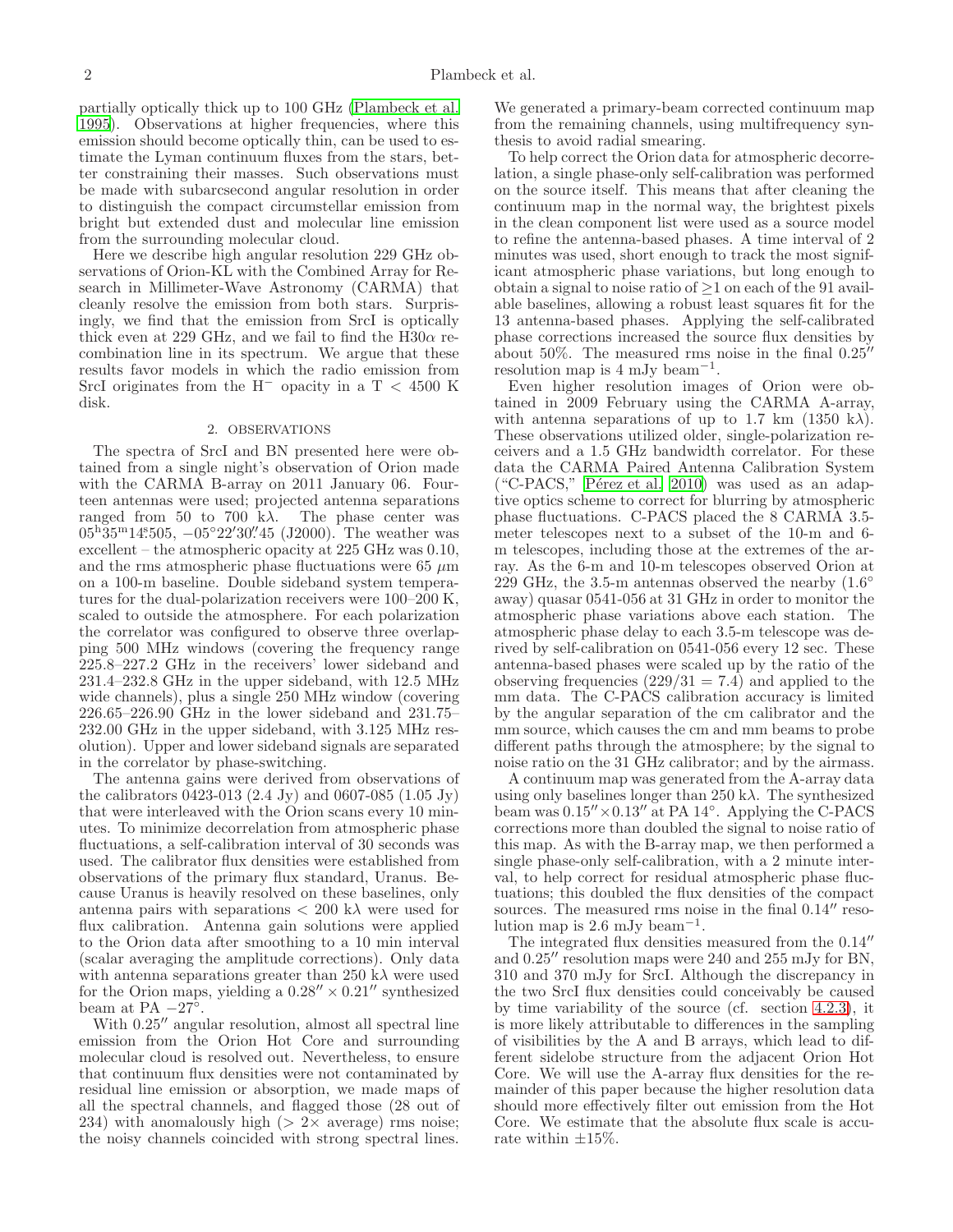partially optically thick up to 100 GHz (Plambeck et al. 1995). Observations at higher frequencies, where this emission should become optically thin, can be used to estimate the Lyman continuum fluxes from the stars, better constraining their masses. Such observations must be made with subarcsecond angular resolution in order to distinguish the compact circumstellar emission from bright but extended dust and molecular line emission from the surrounding molecular cloud.

Here we describe high angular resolution 229 GHz observations of Orion-KL with the Combined Array for Research in Millimeter-Wave Astronomy (CARMA) that cleanly resolve the emission from both stars. Surprisingly, we find that the emission from SrcI is optically thick even at 229 GHz, and we fail to find the H30$\alpha$ recombination line in its spectrum. We argue that these results favor models in which the radio emission from SrcI originates from the $H^-$ opacity in a T < 4500 K disk.

## 2. OBSERVATIONS

The spectra of SrcI and BN presented here were obtained from a single night's observation of Orion made with the CARMA B-array on 2011 January 06. Fourteen antennas were used; projected antenna separations ranged from 50 to 700 k$\lambda$. The phase center was $05^h35^m14^s.505$, $-05°22'30''.45$ (J2000). The weather was excellent – the atmospheric opacity at 225 GHz was 0.10, and the rms atmospheric phase fluctuations were 65 $\mu$m on a 100-m baseline. Double sideband system temperatures for the dual-polarization receivers were 100–200 K, scaled to outside the atmosphere. For each polarization the correlator was configured to observe three overlapping 500 MHz windows (covering the frequency range 225.8–227.2 GHz in the receivers' lower sideband and 231.4–232.8 GHz in the upper sideband, with 12.5 MHz wide channels), plus a single 250 MHz window (covering 226.65–226.90 GHz in the lower sideband and 231.75–232.00 GHz in the upper sideband, with 3.125 MHz resolution). Upper and lower sideband signals are separated in the correlator by phase-switching.

The antenna gains were derived from observations of the calibrators 0423-013 (2.4 Jy) and 0607-085 (1.05 Jy) that were interleaved with the Orion scans every 10 minutes. To minimize decorrelation from atmospheric phase fluctuations, a self-calibration interval of 30 seconds was used. The calibrator flux densities were established from observations of the primary flux standard, Uranus. Because Uranus is heavily resolved on these baselines, only antenna pairs with separations < 200 k$\lambda$ were used for flux calibration. Antenna gain solutions were applied to the Orion data after smoothing to a 10 min interval (scalar averaging the amplitude corrections). Only data with antenna separations greater than 250 k$\lambda$ were used for the Orion maps, yielding a $0.28'' \times 0.21''$ synthesized beam at PA $-27°$.

With $0.25''$ angular resolution, almost all spectral line emission from the Orion Hot Core and surrounding molecular cloud is resolved out. Nevertheless, to ensure that continuum flux densities were not contaminated by residual line emission or absorption, we made maps of all the spectral channels, and flagged those (28 out of 234) with anomalously high (> 2× average) rms noise; the noisy channels coincided with strong spectral lines. We generated a primary-beam corrected continuum map from the remaining channels, using multifrequency synthesis to avoid radial smearing.

To help correct the Orion data for atmospheric decorrelation, a single phase-only self-calibration was performed on the source itself. This means that after cleaning the continuum map in the normal way, the brightest pixels in the clean component list were used as a source model to refine the antenna-based phases. A time interval of 2 minutes was used, short enough to track the most significant atmospheric phase variations, but long enough to obtain a signal to noise ratio of $\geq$1 on each of the 91 available baselines, allowing a robust least squares fit for the 13 antenna-based phases. Applying the self-calibrated phase corrections increased the source flux densities by about 50%. The measured rms noise in the final $0.25''$ resolution map is 4 mJy beam$^{-1}$.

Even higher resolution images of Orion were obtained in 2009 February using the CARMA A-array, with antenna separations of up to 1.7 km (1350 k$\lambda$). These observations utilized older, single-polarization receivers and a 1.5 GHz bandwidth correlator. For these data the CARMA Paired Antenna Calibration System ("C-PACS," Pérez et al. 2010) was used as an adaptive optics scheme to correct for blurring by atmospheric phase fluctuations. C-PACS placed the 8 CARMA 3.5-meter telescopes next to a subset of the 10-m and 6-m telescopes, including those at the extremes of the array. As the 6-m and 10-m telescopes observed Orion at 229 GHz, the 3.5-m antennas observed the nearby (1.6° away) quasar 0541-056 at 31 GHz in order to monitor the atmospheric phase variations above each station. The atmospheric phase delay to each 3.5-m telescope was derived by self-calibration on 0541-056 every 12 sec. These antenna-based phases were scaled up by the ratio of the observing frequencies (229/31 = 7.4) and applied to the mm data. The C-PACS calibration accuracy is limited by the angular separation of the cm calibrator and the mm source, which causes the cm and mm beams to probe different paths through the atmosphere; by the signal to noise ratio on the 31 GHz calibrator; and by the airmass.

A continuum map was generated from the A-array data using only baselines longer than 250 k$\lambda$. The synthesized beam was $0.15'' \times 0.13''$ at PA 14°. Applying the C-PACS corrections more than doubled the signal to noise ratio of this map. As with the B-array map, we then performed a single phase-only self-calibration, with a 2 minute interval, to help correct for residual atmospheric phase fluctuations; this doubled the flux densities of the compact sources. The measured rms noise in the final $0.14''$ resolution map is 2.6 mJy beam$^{-1}$.

The integrated flux densities measured from the $0.14''$ and $0.25''$ resolution maps were 240 and 255 mJy for BN, 310 and 370 mJy for SrcI. Although the discrepancy in the two SrcI flux densities could conceivably be caused by time variability of the source (cf. section 4.2.3), it is more likely attributable to differences in the sampling of visibilities by the A and B arrays, which lead to different sidelobe structure from the adjacent Orion Hot Core. We will use the A-array flux densities for the remainder of this paper because the higher resolution data should more effectively filter out emission from the Hot Core. We estimate that the absolute flux scale is accurate within ±15%.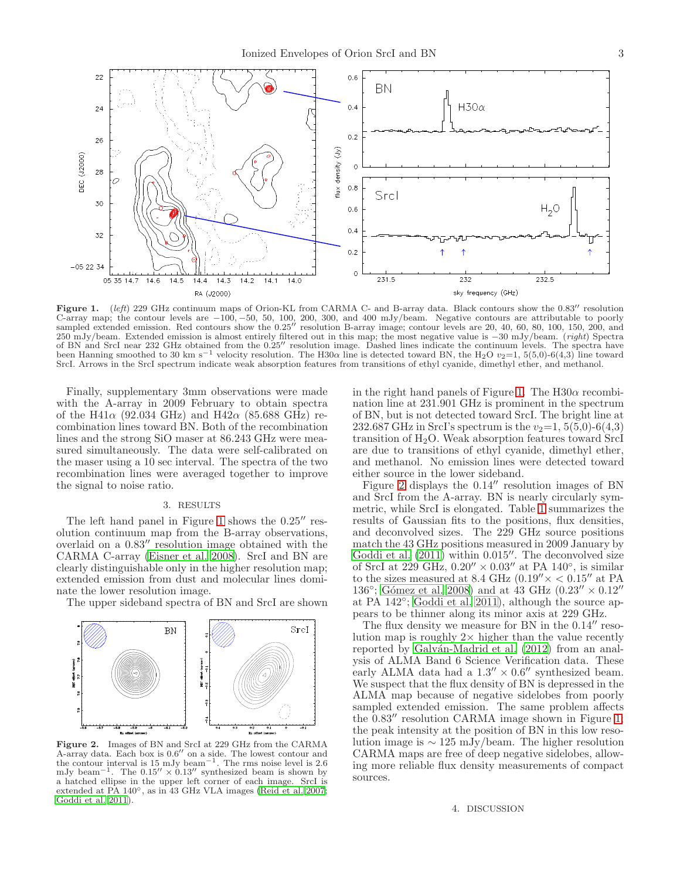**Figure 1.** (*left*) 229 GHz continuum maps of Orion-KL from CARMA C- and B-array data. Black contours show the 0.83″ resolution C-array map; the contour levels are −100, −50, 50, 100, 200, 300, and 400 mJy/beam. Negative contours are attributable to poorly sampled extended emission. Red contours show the 0.25″ resolution B-array image; contour levels are 20, 40, 60, 80, 100, 150, 200, and 250 mJy/beam. Extended emission is almost entirely filtered out in this map; the most negative value is −30 mJy/beam. (*right*) Spectra of BN and SrcI near 232 GHz obtained from the 0.25″ resolution image. Dashed lines indicate the continuum levels. The spectra have been Hanning smoothed to 30 km s$^{-1}$ velocity resolution. The H30$\alpha$ line is detected toward BN, the $H_2O$ $v_2$=1, 5(5,0)-6(4,3) line toward SrcI. Arrows in the SrcI spectrum indicate weak absorption features from transitions of ethyl cyanide, dimethyl ether, and methanol.

Finally, supplementary 3mm observations were made with the A-array in 2009 February to obtain spectra of the H41$\alpha$ (92.034 GHz) and H42$\alpha$ (85.688 GHz) recombination lines toward BN. Both of the recombination lines and the strong SiO maser at 86.243 GHz were measured simultaneously. The data were self-calibrated on the maser using a 10 sec interval. The spectra of the two recombination lines were averaged together to improve the signal to noise ratio.

## 3. RESULTS

The left hand panel in Figure 1 shows the 0.25″ resolution continuum map from the B-array observations, overlaid on a 0.83″ resolution image obtained with the CARMA C-array (Eisner et al. 2008). SrcI and BN are clearly distinguishable only in the higher resolution map; extended emission from dust and molecular lines dominate the lower resolution image.

The upper sideband spectra of BN and SrcI are shown in the right hand panels of Figure 1. The H30$\alpha$ recombination line at 231.901 GHz is prominent in the spectrum of BN, but is not detected toward SrcI. The bright line at 232.687 GHz in SrcI's spectrum is the $v_2$=1, 5(5,0)-6(4,3) transition of $H_2O$. Weak absorption features toward SrcI are due to transitions of ethyl cyanide, dimethyl ether, and methanol. No emission lines were detected toward either source in the lower sideband.

**Figure 2.** Images of BN and SrcI at 229 GHz from the CARMA A-array data. Each box is 0.6″ on a side. The lowest contour and the contour interval is 15 mJy beam$^{-1}$. The rms noise level is 2.6 mJy beam$^{-1}$. The 0.15″ × 0.13″ synthesized beam is shown by a hatched ellipse in the upper left corner of each image. SrcI is extended at PA 140°, as in 43 GHz VLA images (Reid et al. 2007; Goddi et al. 2011).

Figure 2 displays the 0.14″ resolution images of BN and SrcI from the A-array. BN is nearly circularly symmetric, while SrcI is elongated. Table 1 summarizes the results of Gaussian fits to the positions, flux densities, and deconvolved sizes. The 229 GHz source positions match the 43 GHz positions measured in 2009 January by Goddi et al. (2011) within 0.015″. The deconvolved size of SrcI at 229 GHz, 0.20″ × 0.03″ at PA 140°, is similar to the sizes measured at 8.4 GHz (0.19″× < 0.15″ at PA 136°; Gómez et al. 2008) and at 43 GHz (0.23″ × 0.12″ at PA 142°; Goddi et al. 2011), although the source appears to be thinner along its minor axis at 229 GHz.

The flux density we measure for BN in the 0.14″ resolution map is roughly 2× higher than the value recently reported by Galván-Madrid et al. (2012) from an analysis of ALMA Band 6 Science Verification data. These early ALMA data had a 1.3″ × 0.6″ synthesized beam. We suspect that the flux density of BN is depressed in the ALMA map because of negative sidelobes from poorly sampled extended emission. The same problem affects the 0.83″ resolution CARMA image shown in Figure 1; the peak intensity at the position of BN in this low resolution image is ∼ 125 mJy/beam. The higher resolution CARMA maps are free of deep negative sidelobes, allowing more reliable flux density measurements of compact sources.

## 4. DISCUSSION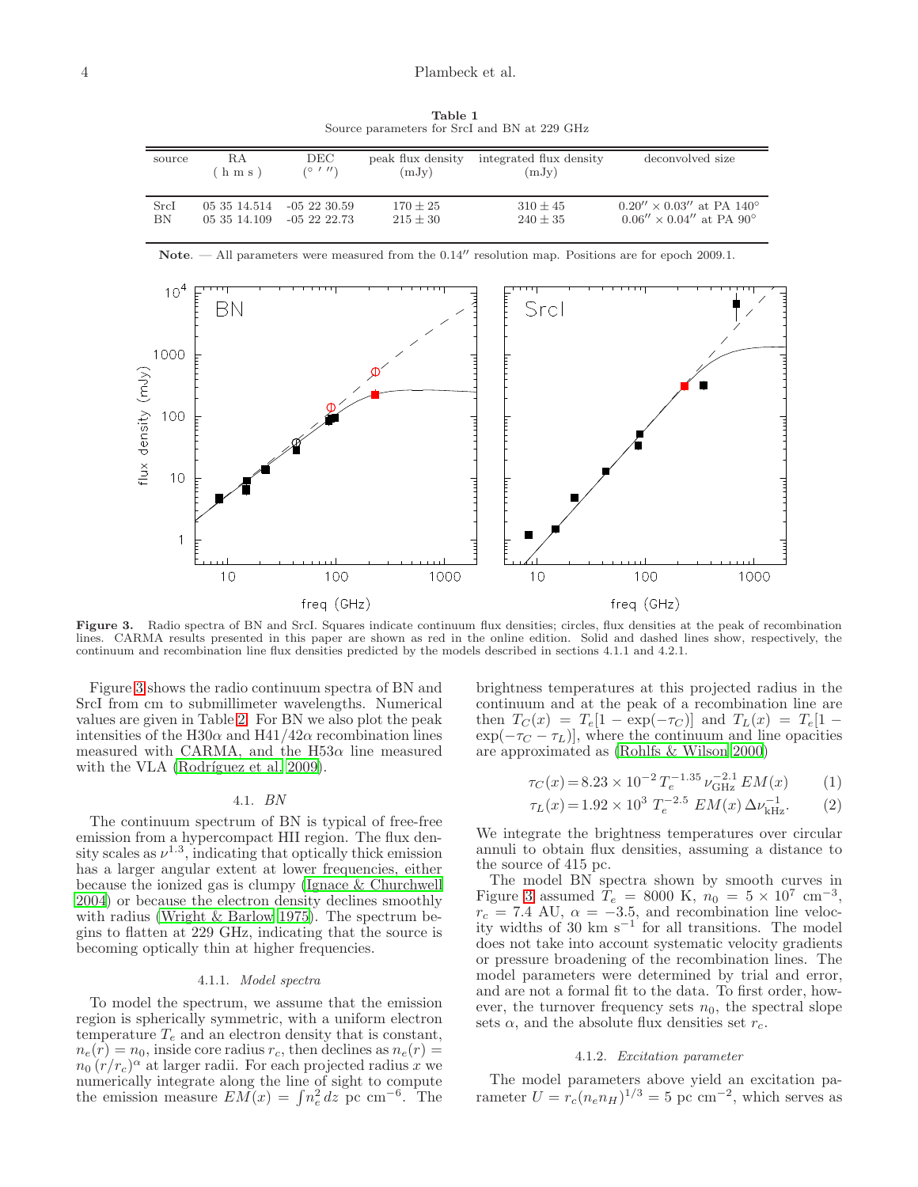**Table 1**
Source parameters for SrcI and BN at 229 GHz

| source | RA ( h m s ) | DEC (° ′ ″) | peak flux density (mJy) | integrated flux density (mJy) | deconvolved size |
|---|---|---|---|---|---|
| SrcI | 05 35 14.514 | -05 22 30.59 | $170 \pm 25$ | $310 \pm 45$ | $0.20'' \times 0.03''$ at PA 140° |
| BN | 05 35 14.109 | -05 22 22.73 | $215 \pm 30$ | $240 \pm 35$ | $0.06'' \times 0.04''$ at PA 90° |

**Note**. — All parameters were measured from the $0.14''$ resolution map. Positions are for epoch 2009.1.

**Figure 3.** Radio spectra of BN and SrcI. Squares indicate continuum flux densities; circles, flux densities at the peak of recombination lines. CARMA results presented in this paper are shown as red in the online edition. Solid and dashed lines show, respectively, the continuum and recombination line flux densities predicted by the models described in sections 4.1.1 and 4.2.1.

Figure 3 shows the radio continuum spectra of BN and SrcI from cm to submillimeter wavelengths. Numerical values are given in Table 2. For BN we also plot the peak intensities of the H30$\alpha$ and H41/42$\alpha$ recombination lines measured with CARMA, and the H53$\alpha$ line measured with the VLA (Rodríguez et al. 2009).

### 4.1. *BN*

The continuum spectrum of BN is typical of free-free emission from a hypercompact HII region. The flux density scales as $\nu^{1.3}$, indicating that optically thick emission has a larger angular extent at lower frequencies, either because the ionized gas is clumpy (Ignace & Churchwell 2004) or because the electron density declines smoothly with radius (Wright & Barlow 1975). The spectrum begins to flatten at 229 GHz, indicating that the source is becoming optically thin at higher frequencies.

#### 4.1.1. *Model spectra*

To model the spectrum, we assume that the emission region is spherically symmetric, with a uniform electron temperature $T_e$ and an electron density that is constant, $n_e(r) = n_0$, inside core radius $r_c$, then declines as $n_e(r) = n_0\,(r/r_c)^\alpha$ at larger radii. For each projected radius $x$ we numerically integrate along the line of sight to compute the emission measure $EM(x) = \int n_e^2\,dz$ pc cm$^{-6}$. The brightness temperatures at this projected radius in the continuum and at the peak of a recombination line are then $T_C(x) = T_e[1 - \exp(-\tau_C)]$ and $T_L(x) = T_e[1 - \exp(-\tau_C - \tau_L)]$, where the continuum and line opacities are approximated as (Rohlfs & Wilson 2000)

$$\tau_C(x) = 8.23 \times 10^{-2}\,T_e^{-1.35}\,\nu_{\rm GHz}^{-2.1}\,EM(x) \qquad (1)$$

$$\tau_L(x) = 1.92 \times 10^{3}\;T_e^{-2.5}\;EM(x)\,\Delta\nu_{\rm kHz}^{-1}. \qquad (2)$$

We integrate the brightness temperatures over circular annuli to obtain flux densities, assuming a distance to the source of 415 pc.

The model BN spectra shown by smooth curves in Figure 3 assumed $T_e = 8000$ K, $n_0 = 5 \times 10^7$ cm$^{-3}$, $r_c = 7.4$ AU, $\alpha = -3.5$, and recombination line velocity widths of 30 km s$^{-1}$ for all transitions. The model does not take into account systematic velocity gradients or pressure broadening of the recombination lines. The model parameters were determined by trial and error, and are not a formal fit to the data. To first order, however, the turnover frequency sets $n_0$, the spectral slope sets $\alpha$, and the absolute flux densities set $r_c$.

#### 4.1.2. *Excitation parameter*

The model parameters above yield an excitation parameter $U = r_c(n_e n_H)^{1/3} = 5$ pc cm$^{-2}$, which serves as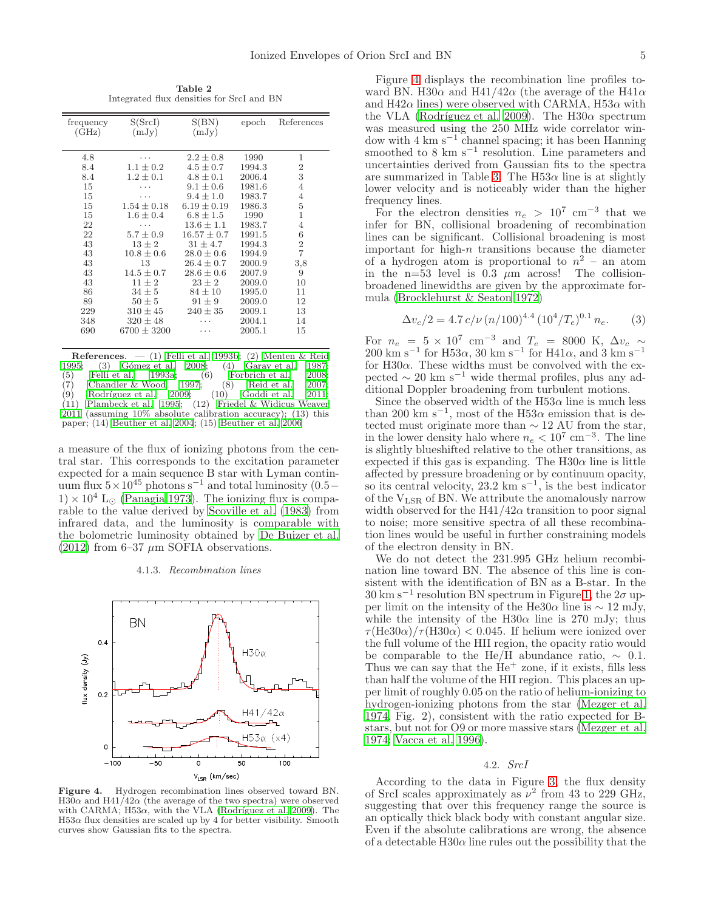**Table 2**
Integrated flux densities for SrcI and BN

| frequency (GHz) | S(SrcI) (mJy) | S(BN) (mJy) | epoch | References |
|---|---|---|---|---|
| 4.8 | ··· | $2.2 \pm 0.8$ | 1990 | 1 |
| 8.4 | $1.1 \pm 0.2$ | $4.5 \pm 0.7$ | 1994.3 | 2 |
| 8.4 | $1.2 \pm 0.1$ | $4.8 \pm 0.1$ | 2006.4 | 3 |
| 15 | ··· | $9.1 \pm 0.6$ | 1981.6 | 4 |
| 15 | ··· | $9.4 \pm 1.0$ | 1983.7 | 4 |
| 15 | $1.54 \pm 0.18$ | $6.19 \pm 0.19$ | 1986.3 | 5 |
| 15 | $1.6 \pm 0.4$ | $6.8 \pm 1.5$ | 1990 | 1 |
| 22 | ··· | $13.6 \pm 1.1$ | 1983.7 | 4 |
| 22 | $5.7 \pm 0.9$ | $16.57 \pm 0.7$ | 1991.5 | 6 |
| 43 | $13 \pm 2$ | $31 \pm 4.7$ | 1994.3 | 2 |
| 43 | $10.8 \pm 0.6$ | $28.0 \pm 0.6$ | 1994.9 | 7 |
| 43 | 13 | $26.4 \pm 0.7$ | 2000.9 | 3,8 |
| 43 | $14.5 \pm 0.7$ | $28.6 \pm 0.6$ | 2007.9 | 9 |
| 43 | $11 \pm 2$ | $23 \pm 2$ | 2009.0 | 10 |
| 86 | $34 \pm 5$ | $84 \pm 10$ | 1995.0 | 11 |
| 89 | $50 \pm 5$ | $91 \pm 9$ | 2009.0 | 12 |
| 229 | $310 \pm 45$ | $240 \pm 35$ | 2009.1 | 13 |
| 348 | $320 \pm 48$ | ··· | 2004.1 | 14 |
| 690 | $6700 \pm 3200$ | ··· | 2005.1 | 15 |

**References**. — (1) Felli et al. 1993b; (2) Menten & Reid 1995; (3) Gómez et al. 2008; (4) Garay et al. 1987; (5) Felli et al. 1993a; (6) Forbrich et al. 2008; (7) Chandler & Wood 1997; (8) Reid et al. 2007; (9) Rodríguez et al. 2009; (10) Goddi et al. 2011; (11) Plambeck et al. 1995; (12) Friedel & Widicus Weaver 2011 (assuming 10% absolute calibration accuracy); (13) this paper; (14) Beuther et al. 2004; (15) Beuther et al. 2006

a measure of the flux of ionizing photons from the central star. This corresponds to the excitation parameter expected for a main sequence B star with Lyman continuum flux $5\times10^{45}$ photons $\mathrm{s}^{-1}$ and total luminosity $(0.5-1)\times10^4$ $\mathrm{L}_\odot$ (Panagia 1973). The ionizing flux is comparable to the value derived by Scoville et al. (1983) from infrared data, and the luminosity is comparable with the bolometric luminosity obtained by De Buizer et al. (2012) from 6–37 $\mu$m SOFIA observations.

#### 4.1.3. *Recombination lines*

**Figure 4.** Hydrogen recombination lines observed toward BN. H30$\alpha$ and H41/42$\alpha$ (the average of the two spectra) were observed with CARMA; H53$\alpha$, with the VLA (Rodríguez et al. 2009). The H53$\alpha$ flux densities are scaled up by 4 for better visibility. Smooth curves show Gaussian fits to the spectra.

Figure 4 displays the recombination line profiles toward BN. H30$\alpha$ and H41/42$\alpha$ (the average of the H41$\alpha$ and H42$\alpha$ lines) were observed with CARMA, H53$\alpha$ with the VLA (Rodríguez et al. 2009). The H30$\alpha$ spectrum was measured using the 250 MHz wide correlator window with 4 km s$^{-1}$ channel spacing; it has been Hanning smoothed to 8 km s$^{-1}$ resolution. Line parameters and uncertainties derived from Gaussian fits to the spectra are summarized in Table 3. The H53$\alpha$ line is at slightly lower velocity and is noticeably wider than the higher frequency lines.

For the electron densities $n_e > 10^7$ cm$^{-3}$ that we infer for BN, collisional broadening of recombination lines can be significant. Collisional broadening is most important for high-$n$ transitions because the diameter of a hydrogen atom is proportional to $n^2$ – an atom in the n=53 level is 0.3 $\mu$m across! The collision-broadened linewidths are given by the approximate formula (Brocklehurst & Seaton 1972)

$$\Delta v_c/2 = 4.7\, c/\nu\, (n/100)^{4.4}\, (10^4/T_e)^{0.1}\, n_e. \tag{3}$$

For $n_e = 5\times10^7$ cm$^{-3}$ and $T_e = 8000$ K, $\Delta v_c \sim 200$ km s$^{-1}$ for H53$\alpha$, 30 km s$^{-1}$ for H41$\alpha$, and 3 km s$^{-1}$ for H30$\alpha$. These widths must be convolved with the expected $\sim 20$ km s$^{-1}$ wide thermal profiles, plus any additional Doppler broadening from turbulent motions.

Since the observed width of the H53$\alpha$ line is much less than 200 km s$^{-1}$, most of the H53$\alpha$ emission that is detected must originate more than $\sim 12$ AU from the star, in the lower density halo where $n_e < 10^7$ cm$^{-3}$. The line is slightly blueshifted relative to the other transitions, as expected if this gas is expanding. The H30$\alpha$ line is little affected by pressure broadening or by continuum opacity, so its central velocity, 23.2 km s$^{-1}$, is the best indicator of the $\mathrm{V_{LSR}}$ of BN. We attribute the anomalously narrow width observed for the H41/42$\alpha$ transition to poor signal to noise; more sensitive spectra of all these recombination lines would be useful in further constraining models of the electron density in BN.

We do not detect the 231.995 GHz helium recombination line toward BN. The absence of this line is consistent with the identification of BN as a B-star. In the 30 km s$^{-1}$ resolution BN spectrum in Figure 1, the $2\sigma$ upper limit on the intensity of the He30$\alpha$ line is $\sim 12$ mJy, while the intensity of the H30$\alpha$ line is 270 mJy; thus $\tau(\mathrm{He}30\alpha)/\tau(\mathrm{H}30\alpha) < 0.045$. If helium were ionized over the full volume of the HII region, the opacity ratio would be comparable to the He/H abundance ratio, $\sim 0.1$. Thus we can say that the He$^+$ zone, if it exists, fills less than half the volume of the HII region. This places an upper limit of roughly 0.05 on the ratio of helium-ionizing to hydrogen-ionizing photons from the star (Mezger et al. 1974, Fig. 2), consistent with the ratio expected for B-stars, but not for O9 or more massive stars (Mezger et al. 1974; Vacca et al. 1996).

### 4.2. *SrcI*

According to the data in Figure 3, the flux density of SrcI scales approximately as $\nu^2$ from 43 to 229 GHz, suggesting that over this frequency range the source is an optically thick black body with constant angular size. Even if the absolute calibrations are wrong, the absence of a detectable H30$\alpha$ line rules out the possibility that the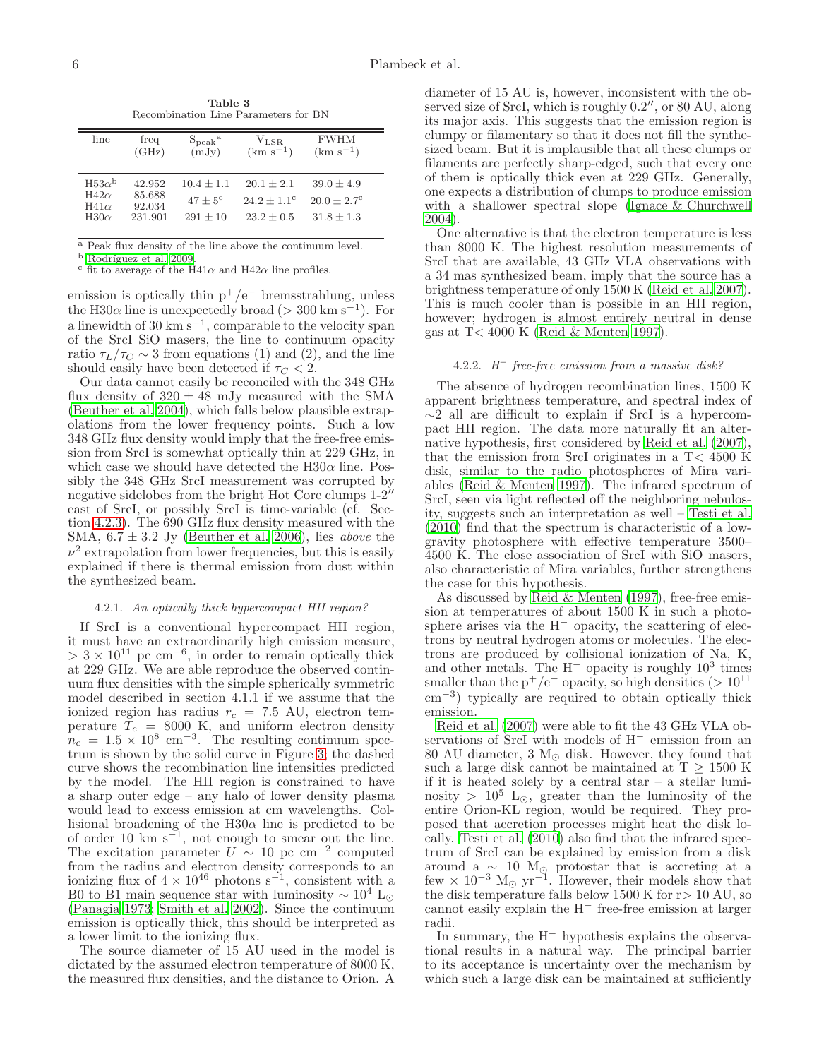**Table 3**
Recombination Line Parameters for BN

| line | freq (GHz) | $S_{peak}$[a] (mJy) | $V_{LSR}$ (km s$^{-1}$) | FWHM (km s$^{-1}$) |
|---|---|---|---|---|
| H53$\alpha$[b] | 42.952 | $10.4 \pm 1.1$ | $20.1 \pm 2.1$ | $39.0 \pm 4.9$ |
| H42$\alpha$ | 85.688 | $47 \pm 5$[c] | $24.2 \pm 1.1$[c] | $20.0 \pm 2.7$[c] |
| H41$\alpha$ | 92.034 | | | |
| H30$\alpha$ | 231.901 | $291 \pm 10$ | $23.2 \pm 0.5$ | $31.8 \pm 1.3$ |

[a] Peak flux density of the line above the continuum level.
[b] Rodríguez et al. 2009.
[c] fit to average of the H41$\alpha$ and H42$\alpha$ line profiles.

emission is optically thin $p^+/e^-$ bremsstrahlung, unless the H30$\alpha$ line is unexpectedly broad ($> 300$ km s$^{-1}$). For a linewidth of 30 km s$^{-1}$, comparable to the velocity span of the SrcI SiO masers, the line to continuum opacity ratio $\tau_L/\tau_C \sim 3$ from equations (1) and (2), and the line should easily have been detected if $\tau_C < 2$.

Our data cannot easily be reconciled with the 348 GHz flux density of $320 \pm 48$ mJy measured with the SMA (Beuther et al. 2004), which falls below plausible extrapolations from the lower frequency points. Such a low 348 GHz flux density would imply that the free-free emission from SrcI is somewhat optically thin at 229 GHz, in which case we should have detected the H30$\alpha$ line. Possibly the 348 GHz SrcI measurement was corrupted by negative sidelobes from the bright Hot Core clumps 1-2″ east of SrcI, or possibly SrcI is time-variable (cf. Section 4.2.3). The 690 GHz flux density measured with the SMA, $6.7 \pm 3.2$ Jy (Beuther et al. 2006), lies *above* the $\nu^2$ extrapolation from lower frequencies, but this is easily explained if there is thermal emission from dust within the synthesized beam.

#### 4.2.1. *An optically thick hypercompact HII region?*

If SrcI is a conventional hypercompact HII region, it must have an extraordinarily high emission measure, $> 3 \times 10^{11}$ pc cm$^{-6}$, in order to remain optically thick at 229 GHz. We are able reproduce the observed continuum flux densities with the simple spherically symmetric model described in section 4.1.1 if we assume that the ionized region has radius $r_c$ = 7.5 AU, electron temperature $T_e$ = 8000 K, and uniform electron density $n_e = 1.5 \times 10^8$ cm$^{-3}$. The resulting continuum spectrum is shown by the solid curve in Figure 3; the dashed curve shows the recombination line intensities predicted by the model. The HII region is constrained to have a sharp outer edge – any halo of lower density plasma would lead to excess emission at cm wavelengths. Collisional broadening of the H30$\alpha$ line is predicted to be of order 10 km s$^{-1}$, not enough to smear out the line. The excitation parameter $U \sim 10$ pc cm$^{-2}$ computed from the radius and electron density corresponds to an ionizing flux of $4 \times 10^{46}$ photons s$^{-1}$, consistent with a B0 to B1 main sequence star with luminosity $\sim 10^4$ L$_\odot$ (Panagia 1973; Smith et al. 2002). Since the continuum emission is optically thick, this should be interpreted as a lower limit to the ionizing flux.

The source diameter of 15 AU used in the model is dictated by the assumed electron temperature of 8000 K, the measured flux densities, and the distance to Orion. A diameter of 15 AU is, however, inconsistent with the observed size of SrcI, which is roughly 0.2″, or 80 AU, along its major axis. This suggests that the emission region is clumpy or filamentary so that it does not fill the synthesized beam. But it is implausible that all these clumps or filaments are perfectly sharp-edged, such that every one of them is optically thick even at 229 GHz. Generally, one expects a distribution of clumps to produce emission with a shallower spectral slope (Ignace & Churchwell 2004).

One alternative is that the electron temperature is less than 8000 K. The highest resolution measurements of SrcI that are available, 43 GHz VLA observations with a 34 mas synthesized beam, imply that the source has a brightness temperature of only 1500 K (Reid et al. 2007). This is much cooler than is possible in an HII region, however; hydrogen is almost entirely neutral in dense gas at T< 4000 K (Reid & Menten 1997).

#### 4.2.2. *$H^-$ free-free emission from a massive disk?*

The absence of hydrogen recombination lines, 1500 K apparent brightness temperature, and spectral index of $\sim$2 all are difficult to explain if SrcI is a hypercompact HII region. The data more naturally fit an alternative hypothesis, first considered by Reid et al. (2007), that the emission from SrcI originates in a T< 4500 K disk, similar to the radio photospheres of Mira variables (Reid & Menten 1997). The infrared spectrum of SrcI, seen via light reflected off the neighboring nebulosity, suggests such an interpretation as well – Testi et al. (2010) find that the spectrum is characteristic of a low-gravity photosphere with effective temperature 3500–4500 K. The close association of SrcI with SiO masers, also characteristic of Mira variables, further strengthens the case for this hypothesis.

As discussed by Reid & Menten (1997), free-free emission at temperatures of about 1500 K in such a photosphere arises via the $H^-$ opacity, the scattering of electrons by neutral hydrogen atoms or molecules. The electrons are produced by collisional ionization of Na, K, and other metals. The $H^-$ opacity is roughly $10^3$ times smaller than the $p^+/e^-$ opacity, so high densities ($> 10^{11}$ cm$^{-3}$) typically are required to obtain optically thick emission.

Reid et al. (2007) were able to fit the 43 GHz VLA observations of SrcI with models of $H^-$ emission from an 80 AU diameter, 3 M$_\odot$ disk. However, they found that such a large disk cannot be maintained at T $\geq$ 1500 K if it is heated solely by a central star – a stellar luminosity $> 10^5$ L$_\odot$, greater than the luminosity of the entire Orion-KL region, would be required. They proposed that accretion processes might heat the disk locally. Testi et al. (2010) also find that the infrared spectrum of SrcI can be explained by emission from a disk around a $\sim$ 10 M$_\odot$ protostar that is accreting at a few $\times 10^{-3}$ M$_\odot$ yr$^{-1}$. However, their models show that the disk temperature falls below 1500 K for r> 10 AU, so cannot easily explain the $H^-$ free-free emission at larger radii.

In summary, the $H^-$ hypothesis explains the observational results in a natural way. The principal barrier to its acceptance is uncertainty over the mechanism by which such a large disk can be maintained at sufficiently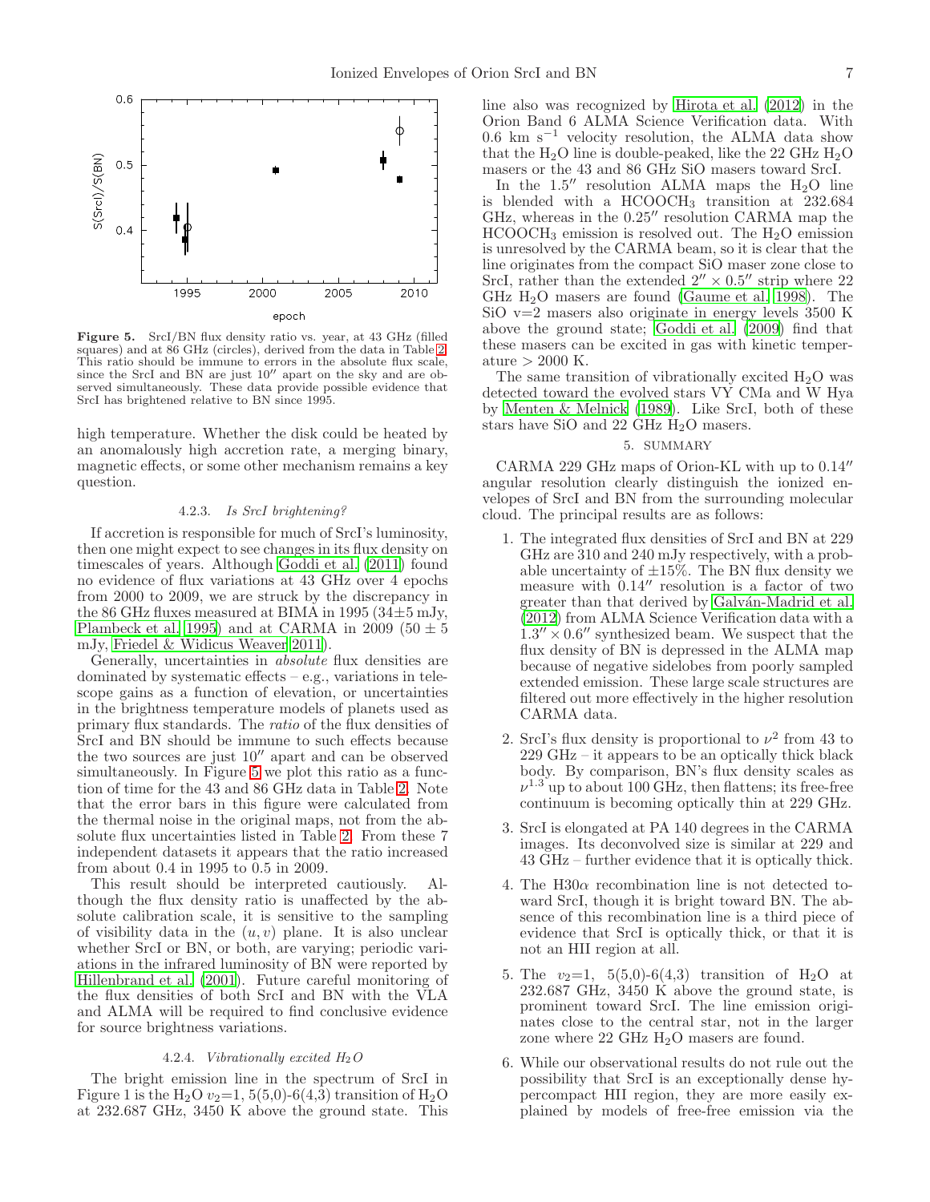**Figure 5.** SrcI/BN flux density ratio vs. year, at 43 GHz (filled squares) and at 86 GHz (circles), derived from the data in Table 2. This ratio should be immune to errors in the absolute flux scale, since the SrcI and BN are just 10″ apart on the sky and are observed simultaneously. These data provide possible evidence that SrcI has brightened relative to BN since 1995.

high temperature. Whether the disk could be heated by an anomalously high accretion rate, a merging binary, magnetic effects, or some other mechanism remains a key question.

#### 4.2.3. *Is SrcI brightening?*

If accretion is responsible for much of SrcI's luminosity, then one might expect to see changes in its flux density on timescales of years. Although Goddi et al. (2011) found no evidence of flux variations at 43 GHz over 4 epochs from 2000 to 2009, we are struck by the discrepancy in the 86 GHz fluxes measured at BIMA in 1995 (34±5 mJy, Plambeck et al. 1995) and at CARMA in 2009 (50 ± 5 mJy, Friedel & Widicus Weaver 2011).

Generally, uncertainties in *absolute* flux densities are dominated by systematic effects – e.g., variations in telescope gains as a function of elevation, or uncertainties in the brightness temperature models of planets used as primary flux standards. The *ratio* of the flux densities of SrcI and BN should be immune to such effects because the two sources are just 10″ apart and can be observed simultaneously. In Figure 5 we plot this ratio as a function of time for the 43 and 86 GHz data in Table 2. Note that the error bars in this figure were calculated from the thermal noise in the original maps, not from the absolute flux uncertainties listed in Table 2. From these 7 independent datasets it appears that the ratio increased from about 0.4 in 1995 to 0.5 in 2009.

This result should be interpreted cautiously. Although the flux density ratio is unaffected by the absolute calibration scale, it is sensitive to the sampling of visibility data in the $(u, v)$ plane. It is also unclear whether SrcI or BN, or both, are varying; periodic variations in the infrared luminosity of BN were reported by Hillenbrand et al. (2001). Future careful monitoring of the flux densities of both SrcI and BN with the VLA and ALMA will be required to find conclusive evidence for source brightness variations.

#### 4.2.4. *Vibrationally excited $H_2O$*

The bright emission line in the spectrum of SrcI in Figure 1 is the $H_2O$ $v_2$=1, 5(5,0)-6(4,3) transition of $H_2O$ at 232.687 GHz, 3450 K above the ground state. This line also was recognized by Hirota et al. (2012) in the Orion Band 6 ALMA Science Verification data. With 0.6 km s$^{-1}$ velocity resolution, the ALMA data show that the $H_2O$ line is double-peaked, like the 22 GHz $H_2O$ masers or the 43 and 86 GHz SiO masers toward SrcI.

In the 1.5″ resolution ALMA maps the $H_2O$ line is blended with a $HCOOCH_3$ transition at 232.684 GHz, whereas in the 0.25″ resolution CARMA map the $HCOOCH_3$ emission is resolved out. The $H_2O$ emission is unresolved by the CARMA beam, so it is clear that the line originates from the compact SiO maser zone close to SrcI, rather than the extended 2″ × 0.5″ strip where 22 GHz $H_2O$ masers are found (Gaume et al. 1998). The SiO v=2 masers also originate in energy levels 3500 K above the ground state; Goddi et al. (2009) find that these masers can be excited in gas with kinetic temperature > 2000 K.

The same transition of vibrationally excited $H_2O$ was detected toward the evolved stars VY CMa and W Hya by Menten & Melnick (1989). Like SrcI, both of these stars have SiO and 22 GHz $H_2O$ masers.

## 5. SUMMARY

CARMA 229 GHz maps of Orion-KL with up to 0.14″ angular resolution clearly distinguish the ionized envelopes of SrcI and BN from the surrounding molecular cloud. The principal results are as follows:

1. The integrated flux densities of SrcI and BN at 229 GHz are 310 and 240 mJy respectively, with a probable uncertainty of ±15%. The BN flux density we measure with 0.14″ resolution is a factor of two greater than that derived by Galván-Madrid et al. (2012) from ALMA Science Verification data with a 1.3″ × 0.6″ synthesized beam. We suspect that the flux density of BN is depressed in the ALMA map because of negative sidelobes from poorly sampled extended emission. These large scale structures are filtered out more effectively in the higher resolution CARMA data.

2. SrcI's flux density is proportional to $\nu^2$ from 43 to 229 GHz – it appears to be an optically thick black body. By comparison, BN's flux density scales as $\nu^{1.3}$ up to about 100 GHz, then flattens; its free-free continuum is becoming optically thin at 229 GHz.

3. SrcI is elongated at PA 140 degrees in the CARMA images. Its deconvolved size is similar at 229 and 43 GHz – further evidence that it is optically thick.

4. The H30α recombination line is not detected toward SrcI, though it is bright toward BN. The absence of this recombination line is a third piece of evidence that SrcI is optically thick, or that it is not an HII region at all.

5. The $v_2$=1, 5(5,0)-6(4,3) transition of $H_2O$ at 232.687 GHz, 3450 K above the ground state, is prominent toward SrcI. The line emission originates close to the central star, not in the larger zone where 22 GHz $H_2O$ masers are found.

6. While our observational results do not rule out the possibility that SrcI is an exceptionally dense hypercompact HII region, they are more easily explained by models of free-free emission via the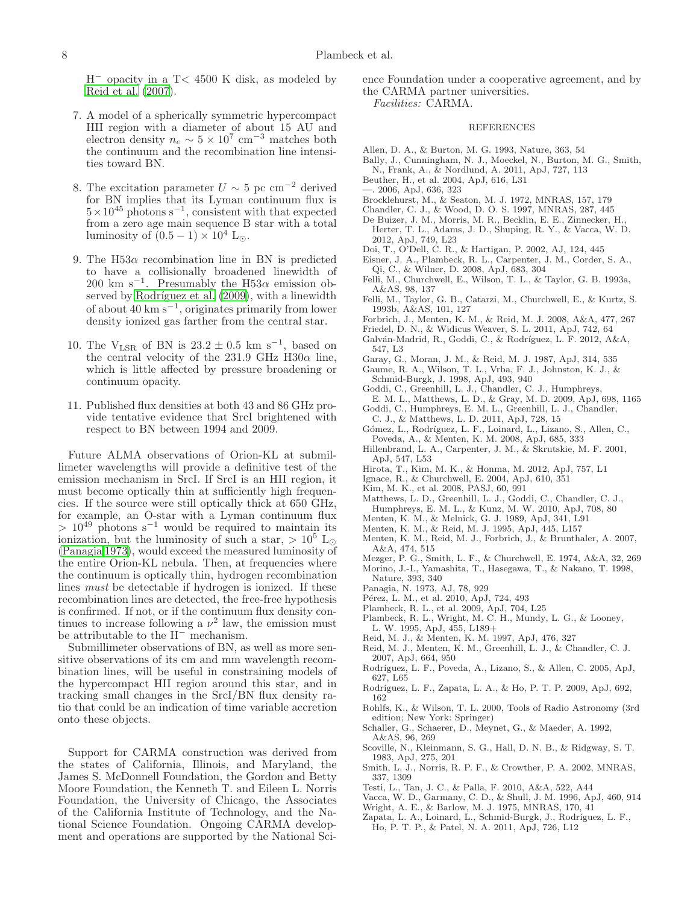$H^-$ opacity in a T< 4500 K disk, as modeled by Reid et al. (2007).

7. A model of a spherically symmetric hypercompact HII region with a diameter of about 15 AU and electron density $n_e \sim 5\times10^7$ cm$^{-3}$ matches both the continuum and the recombination line intensities toward BN.

8. The excitation parameter $U \sim 5$ pc cm$^{-2}$ derived for BN implies that its Lyman continuum flux is $5\times10^{45}$ photons s$^{-1}$, consistent with that expected from a zero age main sequence B star with a total luminosity of $(0.5-1)\times10^4$ L$_\odot$.

9. The H53$\alpha$ recombination line in BN is predicted to have a collisionally broadened linewidth of 200 km s$^{-1}$. Presumably the H53$\alpha$ emission observed by Rodríguez et al. (2009), with a linewidth of about 40 km s$^{-1}$, originates primarily from lower density ionized gas farther from the central star.

10. The V$_{\rm LSR}$ of BN is $23.2 \pm 0.5$ km s$^{-1}$, based on the central velocity of the 231.9 GHz H30$\alpha$ line, which is little affected by pressure broadening or continuum opacity.

11. Published flux densities at both 43 and 86 GHz provide tentative evidence that SrcI brightened with respect to BN between 1994 and 2009.

Future ALMA observations of Orion-KL at submillimeter wavelengths will provide a definitive test of the emission mechanism in SrcI. If SrcI is an HII region, it must become optically thin at sufficiently high frequencies. If the source were still optically thick at 650 GHz, for example, an O-star with a Lyman continuum flux $> 10^{49}$ photons s$^{-1}$ would be required to maintain its ionization, but the luminosity of such a star, $> 10^5$ L$_\odot$ (Panagia 1973), would exceed the measured luminosity of the entire Orion-KL nebula. Then, at frequencies where the continuum is optically thin, hydrogen recombination lines *must* be detectable if hydrogen is ionized. If these recombination lines are detected, the free-free hypothesis is confirmed. If not, or if the continuum flux density continues to increase following a $\nu^2$ law, the emission must be attributable to the $H^-$ mechanism.

Submillimeter observations of BN, as well as more sensitive observations of its cm and mm wavelength recombination lines, will be useful in constraining models of the hypercompact HII region around this star, and in tracking small changes in the SrcI/BN flux density ratio that could be an indication of time variable accretion onto these objects.

Support for CARMA construction was derived from the states of California, Illinois, and Maryland, the James S. McDonnell Foundation, the Gordon and Betty Moore Foundation, the Kenneth T. and Eileen L. Norris Foundation, the University of Chicago, the Associates of the California Institute of Technology, and the National Science Foundation. Ongoing CARMA development and operations are supported by the National Science Foundation under a cooperative agreement, and by the CARMA partner universities.

*Facilities:* CARMA.

## REFERENCES

Allen, D. A., & Burton, M. G. 1993, Nature, 363, 54
Bally, J., Cunningham, N. J., Moeckel, N., Burton, M. G., Smith, N., Frank, A., & Nordlund, A. 2011, ApJ, 727, 113
Beuther, H., et al. 2004, ApJ, 616, L31
—. 2006, ApJ, 636, 323
Brocklehurst, M., & Seaton, M. J. 1972, MNRAS, 157, 179
Chandler, C. J., & Wood, D. O. S. 1997, MNRAS, 287, 445
De Buizer, J. M., Morris, M. R., Becklin, E. E., Zinnecker, H., Herter, T. L., Adams, J. D., Shuping, R. Y., & Vacca, W. D. 2012, ApJ, 749, L23
Doi, T., O'Dell, C. R., & Hartigan, P. 2002, AJ, 124, 445
Eisner, J. A., Plambeck, R. L., Carpenter, J. M., Corder, S. A., Qi, C., & Wilner, D. 2008, ApJ, 683, 304
Felli, M., Churchwell, E., Wilson, T. L., & Taylor, G. B. 1993a, A&AS, 98, 137
Felli, M., Taylor, G. B., Catarzi, M., Churchwell, E., & Kurtz, S. 1993b, A&AS, 101, 127
Forbrich, J., Menten, K. M., & Reid, M. J. 2008, A&A, 477, 267
Friedel, D. N., & Widicus Weaver, S. L. 2011, ApJ, 742, 64
Galván-Madrid, R., Goddi, C., & Rodríguez, L. F. 2012, A&A, 547, L3
Garay, G., Moran, J. M., & Reid, M. J. 1987, ApJ, 314, 535
Gaume, R. A., Wilson, T. L., Vrba, F. J., Johnston, K. J., & Schmid-Burgk, J. 1998, ApJ, 493, 940
Goddi, C., Greenhill, L. J., Chandler, C. J., Humphreys, E. M. L., Matthews, L. D., & Gray, M. D. 2009, ApJ, 698, 1165
Goddi, C., Humphreys, E. M. L., Greenhill, L. J., Chandler, C. J., & Matthews, L. D. 2011, ApJ, 728, 15
Gómez, L., Rodríguez, L. F., Loinard, L., Lizano, S., Allen, C., Poveda, A., & Menten, K. M. 2008, ApJ, 685, 333
Hillenbrand, L. A., Carpenter, J. M., & Skrutskie, M. F. 2001, ApJ, 547, L53
Hirota, T., Kim, M. K., & Honma, M. 2012, ApJ, 757, L1
Ignace, R., & Churchwell, E. 2004, ApJ, 610, 351
Kim, M. K., et al. 2008, PASJ, 60, 991
Matthews, L. D., Greenhill, L. J., Goddi, C., Chandler, C. J., Humphreys, E. M. L., & Kunz, M. W. 2010, ApJ, 708, 80
Menten, K. M., & Melnick, G. J. 1989, ApJ, 341, L91
Menten, K. M., & Reid, M. J. 1995, ApJ, 445, L157
Menten, K. M., Reid, M. J., Forbrich, J., & Brunthaler, A. 2007, A&A, 474, 515
Mezger, P. G., Smith, L. F., & Churchwell, E. 1974, A&A, 32, 269
Morino, J.-I., Yamashita, T., Hasegawa, T., & Nakano, T. 1998, Nature, 393, 340
Panagia, N. 1973, AJ, 78, 929
Pérez, L. M., et al. 2010, ApJ, 724, 493
Plambeck, R. L., et al. 2009, ApJ, 704, L25
Plambeck, R. L., Wright, M. C. H., Mundy, L. G., & Looney, L. W. 1995, ApJ, 455, L189+
Reid, M. J., & Menten, K. M. 1997, ApJ, 476, 327
Reid, M. J., Menten, K. M., Greenhill, L. J., & Chandler, C. J. 2007, ApJ, 664, 950
Rodríguez, L. F., Poveda, A., Lizano, S., & Allen, C. 2005, ApJ, 627, L65
Rodríguez, L. F., Zapata, L. A., & Ho, P. T. P. 2009, ApJ, 692, 162
Rohlfs, K., & Wilson, T. L. 2000, Tools of Radio Astronomy (3rd edition; New York: Springer)
Schaller, G., Schaerer, D., Meynet, G., & Maeder, A. 1992, A&AS, 96, 269
Scoville, N., Kleinmann, S. G., Hall, D. N. B., & Ridgway, S. T. 1983, ApJ, 275, 201
Smith, L. J., Norris, R. P. F., & Crowther, P. A. 2002, MNRAS, 337, 1309
Testi, L., Tan, J. C., & Palla, F. 2010, A&A, 522, A44
Vacca, W. D., Garmany, C. D., & Shull, J. M. 1996, ApJ, 460, 914
Wright, A. E., & Barlow, M. J. 1975, MNRAS, 170, 41
Zapata, L. A., Loinard, L., Schmid-Burgk, J., Rodríguez, L. F., Ho, P. T. P., & Patel, N. A. 2011, ApJ, 726, L12